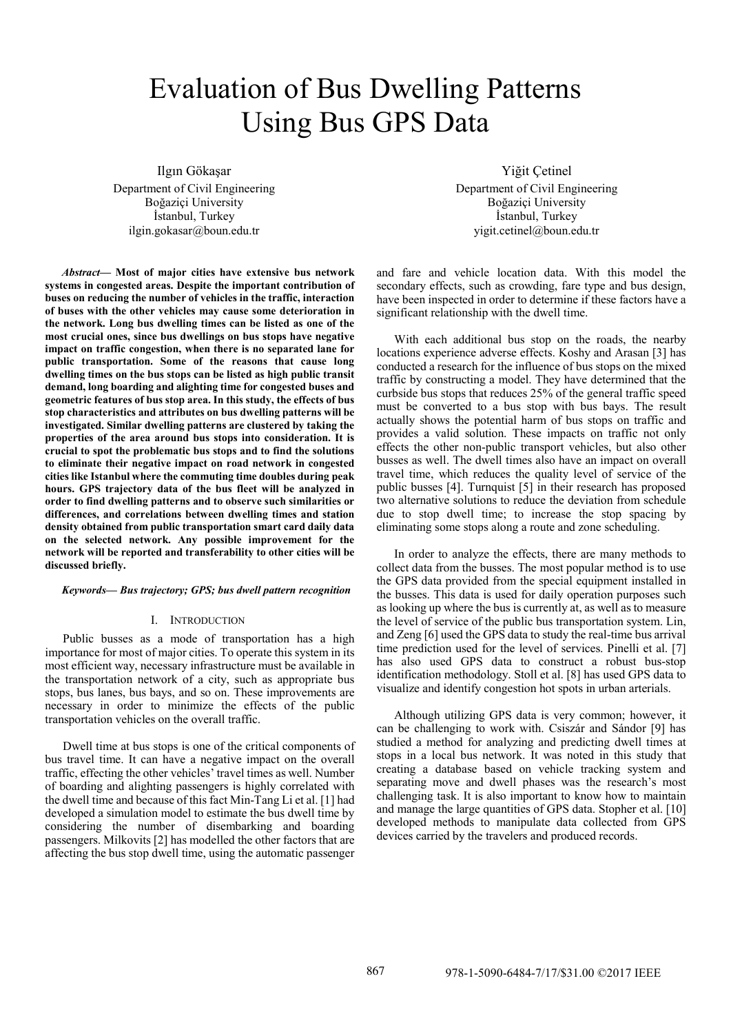# Evaluation of Bus Dwelling Patterns Using Bus GPS Data

Ilgın Gökaşar
Department of Civil Engineering
Boğaziçi University
İstanbul, Turkey
ilgin.gokasar@boun.edu.tr

Yiğit Çetinel
Department of Civil Engineering
Boğaziçi University
İstanbul, Turkey
yigit.cetinel@boun.edu.tr

***Abstract*— Most of major cities have extensive bus network systems in congested areas. Despite the important contribution of buses on reducing the number of vehicles in the traffic, interaction of buses with the other vehicles may cause some deterioration in the network. Long bus dwelling times can be listed as one of the most crucial ones, since bus dwellings on bus stops have negative impact on traffic congestion, when there is no separated lane for public transportation. Some of the reasons that cause long dwelling times on the bus stops can be listed as high public transit demand, long boarding and alighting time for congested buses and geometric features of bus stop area. In this study, the effects of bus stop characteristics and attributes on bus dwelling patterns will be investigated. Similar dwelling patterns are clustered by taking the properties of the area around bus stops into consideration. It is crucial to spot the problematic bus stops and to find the solutions to eliminate their negative impact on road network in congested cities like Istanbul where the commuting time doubles during peak hours. GPS trajectory data of the bus fleet will be analyzed in order to find dwelling patterns and to observe such similarities or differences, and correlations between dwelling times and station density obtained from public transportation smart card daily data on the selected network. Any possible improvement for the network will be reported and transferability to other cities will be discussed briefly.**

***Keywords— Bus trajectory; GPS; bus dwell pattern recognition***

## I. Introduction

Public busses as a mode of transportation has a high importance for most of major cities. To operate this system in its most efficient way, necessary infrastructure must be available in the transportation network of a city, such as appropriate bus stops, bus lanes, bus bays, and so on. These improvements are necessary in order to minimize the effects of the public transportation vehicles on the overall traffic.

Dwell time at bus stops is one of the critical components of bus travel time. It can have a negative impact on the overall traffic, effecting the other vehicles' travel times as well. Number of boarding and alighting passengers is highly correlated with the dwell time and because of this fact Min-Tang Li et al. [1] had developed a simulation model to estimate the bus dwell time by considering the number of disembarking and boarding passengers. Milkovits [2] has modelled the other factors that are affecting the bus stop dwell time, using the automatic passenger and fare and vehicle location data. With this model the secondary effects, such as crowding, fare type and bus design, have been inspected in order to determine if these factors have a significant relationship with the dwell time.

With each additional bus stop on the roads, the nearby locations experience adverse effects. Koshy and Arasan [3] has conducted a research for the influence of bus stops on the mixed traffic by constructing a model. They have determined that the curbside bus stops that reduces 25% of the general traffic speed must be converted to a bus stop with bus bays. The result actually shows the potential harm of bus stops on traffic and provides a valid solution. These impacts on traffic not only effects the other non-public transport vehicles, but also other busses as well. The dwell times also have an impact on overall travel time, which reduces the quality level of service of the public busses [4]. Turnquist [5] in their research has proposed two alternative solutions to reduce the deviation from schedule due to stop dwell time; to increase the stop spacing by eliminating some stops along a route and zone scheduling.

In order to analyze the effects, there are many methods to collect data from the busses. The most popular method is to use the GPS data provided from the special equipment installed in the busses. This data is used for daily operation purposes such as looking up where the bus is currently at, as well as to measure the level of service of the public bus transportation system. Lin, and Zeng [6] used the GPS data to study the real-time bus arrival time prediction used for the level of services. Pinelli et al. [7] has also used GPS data to construct a robust bus-stop identification methodology. Stoll et al. [8] has used GPS data to visualize and identify congestion hot spots in urban arterials.

Although utilizing GPS data is very common; however, it can be challenging to work with. Csiszár and Sándor [9] has studied a method for analyzing and predicting dwell times at stops in a local bus network. It was noted in this study that creating a database based on vehicle tracking system and separating move and dwell phases was the research's most challenging task. It is also important to know how to maintain and manage the large quantities of GPS data. Stopher et al. [10] developed methods to manipulate data collected from GPS devices carried by the travelers and produced records.

978-1-5090-6484-7/17/$31.00 ©2017 IEEE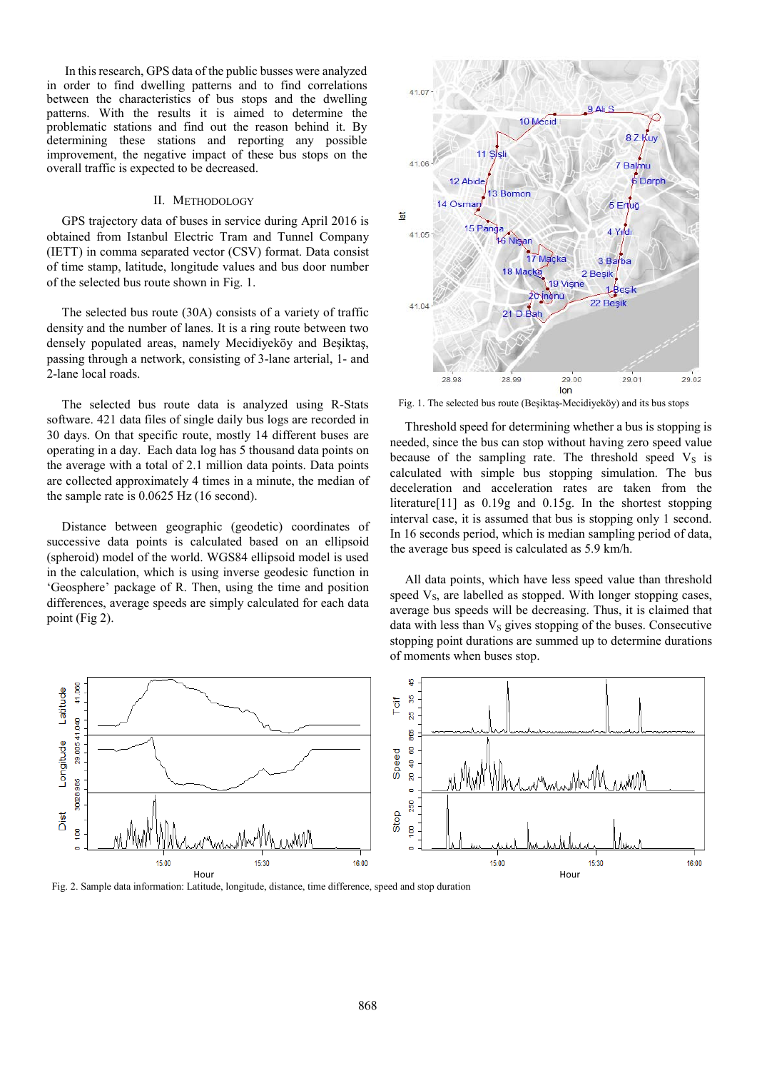In this research, GPS data of the public busses were analyzed in order to find dwelling patterns and to find correlations between the characteristics of bus stops and the dwelling patterns. With the results it is aimed to determine the problematic stations and find out the reason behind it. By determining these stations and reporting any possible improvement, the negative impact of these bus stops on the overall traffic is expected to be decreased.

## II. Methodology

GPS trajectory data of buses in service during April 2016 is obtained from Istanbul Electric Tram and Tunnel Company (IETT) in comma separated vector (CSV) format. Data consist of time stamp, latitude, longitude values and bus door number of the selected bus route shown in Fig. 1.

The selected bus route (30A) consists of a variety of traffic density and the number of lanes. It is a ring route between two densely populated areas, namely Mecidiyeköy and Beşiktaş, passing through a network, consisting of 3-lane arterial, 1- and 2-lane local roads.

The selected bus route data is analyzed using R-Stats software. 421 data files of single daily bus logs are recorded in 30 days. On that specific route, mostly 14 different buses are operating in a day. Each data log has 5 thousand data points on the average with a total of 2.1 million data points. Data points are collected approximately 4 times in a minute, the median of the sample rate is 0.0625 Hz (16 second).

Distance between geographic (geodetic) coordinates of successive data points is calculated based on an ellipsoid (spheroid) model of the world. WGS84 ellipsoid model is used in the calculation, which is using inverse geodesic function in 'Geosphere' package of R. Then, using the time and position differences, average speeds are simply calculated for each data point (Fig 2).

Fig. 1. The selected bus route (Beşiktaş-Mecidiyeköy) and its bus stops

Threshold speed for determining whether a bus is stopping is needed, since the bus can stop without having zero speed value because of the sampling rate. The threshold speed $V_S$ is calculated with simple bus stopping simulation. The bus deceleration and acceleration rates are taken from the literature[11] as 0.19g and 0.15g. In the shortest stopping interval case, it is assumed that bus is stopping only 1 second. In 16 seconds period, which is median sampling period of data, the average bus speed is calculated as 5.9 km/h.

All data points, which have less speed value than threshold speed $V_S$, are labelled as stopped. With longer stopping cases, average bus speeds will be decreasing. Thus, it is claimed that data with less than $V_S$ gives stopping of the buses. Consecutive stopping point durations are summed up to determine durations of moments when buses stop.

Fig. 2. Sample data information: Latitude, longitude, distance, time difference, speed and stop duration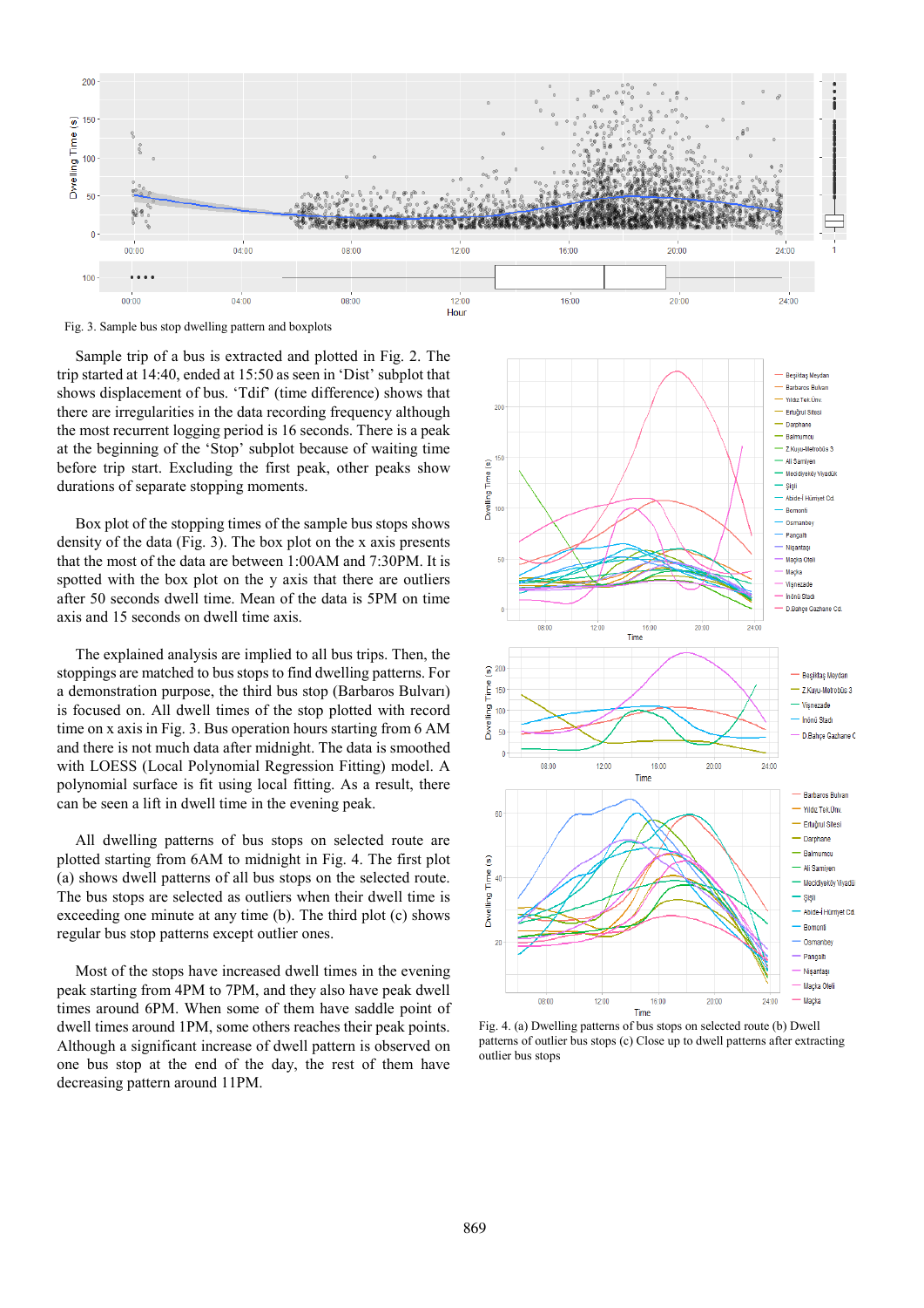Fig. 3. Sample bus stop dwelling pattern and boxplots

Sample trip of a bus is extracted and plotted in Fig. 2. The trip started at 14:40, ended at 15:50 as seen in 'Dist' subplot that shows displacement of bus. 'Tdif' (time difference) shows that there are irregularities in the data recording frequency although the most recurrent logging period is 16 seconds. There is a peak at the beginning of the 'Stop' subplot because of waiting time before trip start. Excluding the first peak, other peaks show durations of separate stopping moments.

Box plot of the stopping times of the sample bus stops shows density of the data (Fig. 3). The box plot on the x axis presents that the most of the data are between 1:00AM and 7:30PM. It is spotted with the box plot on the y axis that there are outliers after 50 seconds dwell time. Mean of the data is 5PM on time axis and 15 seconds on dwell time axis.

The explained analysis are implied to all bus trips. Then, the stoppings are matched to bus stops to find dwelling patterns. For a demonstration purpose, the third bus stop (Barbaros Bulvarı) is focused on. All dwell times of the stop plotted with record time on x axis in Fig. 3. Bus operation hours starting from 6 AM and there is not much data after midnight. The data is smoothed with LOESS (Local Polynomial Regression Fitting) model. A polynomial surface is fit using local fitting. As a result, there can be seen a lift in dwell time in the evening peak.

All dwelling patterns of bus stops on selected route are plotted starting from 6AM to midnight in Fig. 4. The first plot (a) shows dwell patterns of all bus stops on the selected route. The bus stops are selected as outliers when their dwell time is exceeding one minute at any time (b). The third plot (c) shows regular bus stop patterns except outlier ones.

Most of the stops have increased dwell times in the evening peak starting from 4PM to 7PM, and they also have peak dwell times around 6PM. When some of them have saddle point of dwell times around 1PM, some others reaches their peak points. Although a significant increase of dwell pattern is observed on one bus stop at the end of the day, the rest of them have decreasing pattern around 11PM.

Fig. 4. (a) Dwelling patterns of bus stops on selected route (b) Dwell patterns of outlier bus stops (c) Close up to dwell patterns after extracting outlier bus stops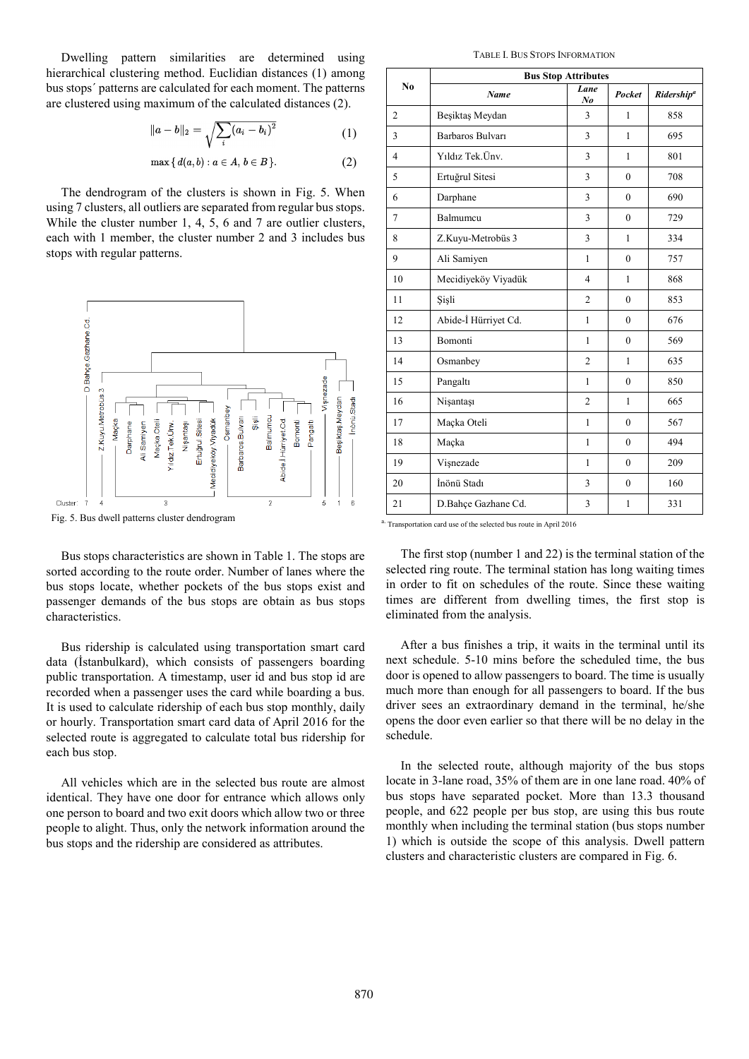Dwelling pattern similarities are determined using hierarchical clustering method. Euclidian distances (1) among bus stops´ patterns are calculated for each moment. The patterns are clustered using maximum of the calculated distances (2).

$$\|a-b\|_2 = \sqrt{\sum_i (a_i - b_i)^2} \quad (1)$$

$$\max\{\, d(a,b) : a \in A,\, b \in B\,\}. \quad (2)$$

The dendrogram of the clusters is shown in Fig. 5. When using 7 clusters, all outliers are separated from regular bus stops. While the cluster number 1, 4, 5, 6 and 7 are outlier clusters, each with 1 member, the cluster number 2 and 3 includes bus stops with regular patterns.

Fig. 5. Bus dwell patterns cluster dendrogram

Bus stops characteristics are shown in Table 1. The stops are sorted according to the route order. Number of lanes where the bus stops locate, whether pockets of the bus stops exist and passenger demands of the bus stops are obtain as bus stops characteristics.

Bus ridership is calculated using transportation smart card data (İstanbulkard), which consists of passengers boarding public transportation. A timestamp, user id and bus stop id are recorded when a passenger uses the card while boarding a bus. It is used to calculate ridership of each bus stop monthly, daily or hourly. Transportation smart card data of April 2016 for the selected route is aggregated to calculate total bus ridership for each bus stop.

All vehicles which are in the selected bus route are almost identical. They have one door for entrance which allows only one person to board and two exit doors which allow two or three people to alight. Thus, only the network information around the bus stops and the ridership are considered as attributes.

TABLE I. BUS STOPS INFORMATION

| No | Bus Stop Attributes | | | |
|---|---|---|---|---|
| | *Name* | *Lane No* | *Pocket* | *Ridership*[a] |
| 2 | Beşiktaş Meydan | 3 | 1 | 858 |
| 3 | Barbaros Bulvarı | 3 | 1 | 695 |
| 4 | Yıldız Tek.Ünv. | 3 | 1 | 801 |
| 5 | Ertuğrul Sitesi | 3 | 0 | 708 |
| 6 | Darphane | 3 | 0 | 690 |
| 7 | Balmumcu | 3 | 0 | 729 |
| 8 | Z.Kuyu-Metrobüs 3 | 3 | 1 | 334 |
| 9 | Ali Samiyen | 1 | 0 | 757 |
| 10 | Mecidiyeköy Viyadük | 4 | 1 | 868 |
| 11 | Şişli | 2 | 0 | 853 |
| 12 | Abide-İ Hürriyet Cd. | 1 | 0 | 676 |
| 13 | Bomonti | 1 | 0 | 569 |
| 14 | Osmanbey | 2 | 1 | 635 |
| 15 | Pangaltı | 1 | 0 | 850 |
| 16 | Nişantaşı | 2 | 1 | 665 |
| 17 | Maçka Oteli | 1 | 0 | 567 |
| 18 | Maçka | 1 | 0 | 494 |
| 19 | Vişnezade | 1 | 0 | 209 |
| 20 | İnönü Stadı | 3 | 0 | 160 |
| 21 | D.Bahçe Gazhane Cd. | 3 | 1 | 331 |

[a] Transportation card use of the selected bus route in April 2016

The first stop (number 1 and 22) is the terminal station of the selected ring route. The terminal station has long waiting times in order to fit on schedules of the route. Since these waiting times are different from dwelling times, the first stop is eliminated from the analysis.

After a bus finishes a trip, it waits in the terminal until its next schedule. 5-10 mins before the scheduled time, the bus door is opened to allow passengers to board. The time is usually much more than enough for all passengers to board. If the bus driver sees an extraordinary demand in the terminal, he/she opens the door even earlier so that there will be no delay in the schedule.

In the selected route, although majority of the bus stops locate in 3-lane road, 35% of them are in one lane road. 40% of bus stops have separated pocket. More than 13.3 thousand people, and 622 people per bus stop, are using this bus route monthly when including the terminal station (bus stops number 1) which is outside the scope of this analysis. Dwell pattern clusters and characteristic clusters are compared in Fig. 6.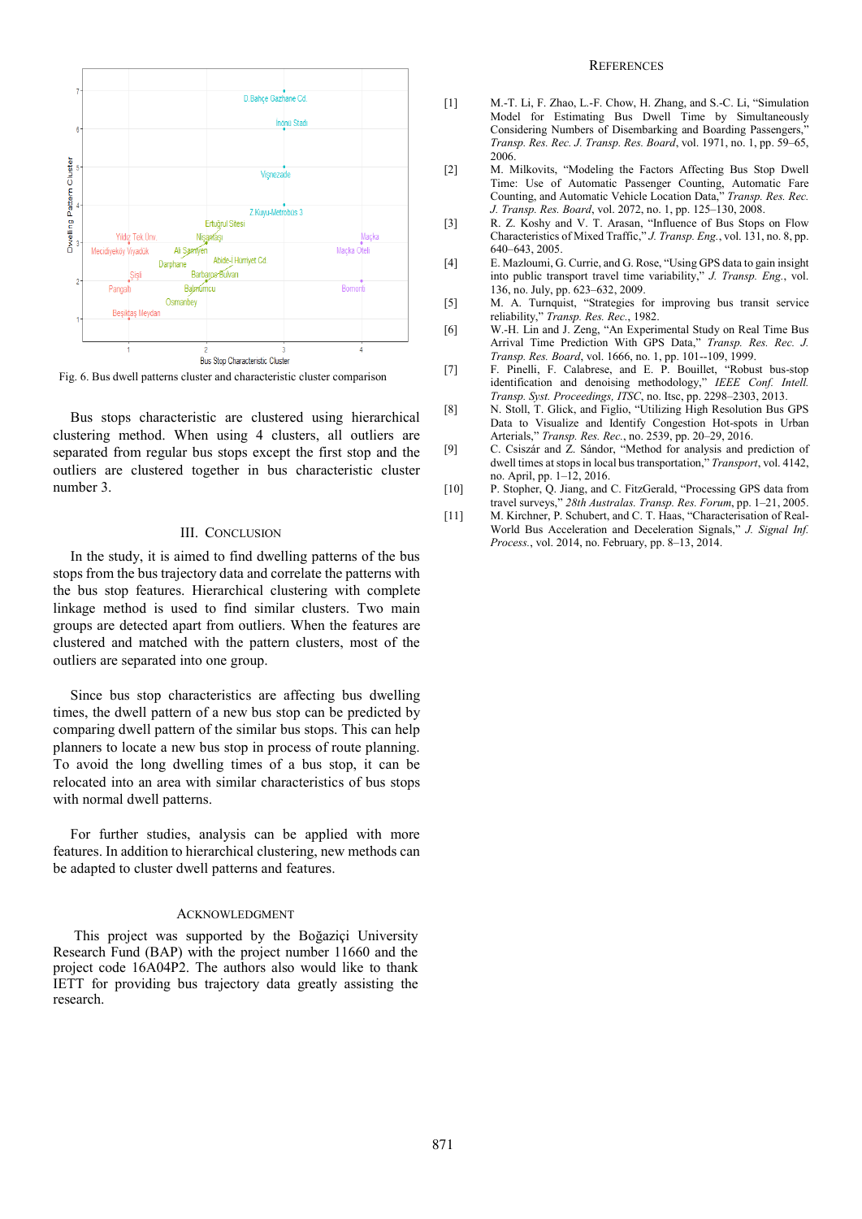Dwelling Pattern Cluster

Bus Stop Characteristic Cluster

7
6
5
4
3
2
1

1
2
3
4

D.Bahçe Gazhane Cd.
Inonu Stadı
Vişnezade
Z.Kuyu-Metrobüs 3
Ertuğrul Sitesi
Yıldız Tek.Unv.
Nişantaşı
Maçka
Mecidiyeköy Viyadük
Ali Sami Yen
Maçka Oteli
Darphane
Abide-i Hurriyet Cd.
Şişli
Barbaros Bulvarı
Pangaltı
Balmumcu
Bomonti
Osmanbey
Beşiktaş Meydan

Fig. 6. Bus dwell patterns cluster and characteristic cluster comparison

Bus stops characteristic are clustered using hierarchical clustering method. When using 4 clusters, all outliers are separated from regular bus stops except the first stop and the outliers are clustered together in bus characteristic cluster number 3.

## III. Conclusion

In the study, it is aimed to find dwelling patterns of the bus stops from the bus trajectory data and correlate the patterns with the bus stop features. Hierarchical clustering with complete linkage method is used to find similar clusters. Two main groups are detected apart from outliers. When the features are clustered and matched with the pattern clusters, most of the outliers are separated into one group.

Since bus stop characteristics are affecting bus dwelling times, the dwell pattern of a new bus stop can be predicted by comparing dwell pattern of the similar bus stops. This can help planners to locate a new bus stop in process of route planning. To avoid the long dwelling times of a bus stop, it can be relocated into an area with similar characteristics of bus stops with normal dwell patterns.

For further studies, analysis can be applied with more features. In addition to hierarchical clustering, new methods can be adapted to cluster dwell patterns and features.

## Acknowledgment

This project was supported by the Boğaziçi University Research Fund (BAP) with the project number 11660 and the project code 16A04P2. The authors also would like to thank IETT for providing bus trajectory data greatly assisting the research.

## References

[1] M.-T. Li, F. Zhao, L.-F. Chow, H. Zhang, and S.-C. Li, “Simulation Model for Estimating Bus Dwell Time by Simultaneously Considering Numbers of Disembarking and Boarding Passengers,” *Transp. Res. Rec. J. Transp. Res. Board*, vol. 1971, no. 1, pp. 59–65, 2006.

[2] M. Milkovits, “Modeling the Factors Affecting Bus Stop Dwell Time: Use of Automatic Passenger Counting, Automatic Fare Counting, and Automatic Vehicle Location Data,” *Transp. Res. Rec. J. Transp. Res. Board*, vol. 2072, no. 1, pp. 125–130, 2008.

[3] R. Z. Koshy and V. T. Arasan, “Influence of Bus Stops on Flow Characteristics of Mixed Traffic,” *J. Transp. Eng.*, vol. 131, no. 8, pp. 640–643, 2005.

[4] E. Mazloumi, G. Currie, and G. Rose, “Using GPS data to gain insight into public transport travel time variability,” *J. Transp. Eng.*, vol. 136, no. July, pp. 623–632, 2009.

[5] M. A. Turnquist, “Strategies for improving bus transit service reliability,” *Transp. Res. Rec.*, 1982.

[6] W.-H. Lin and J. Zeng, “An Experimental Study on Real Time Bus Arrival Time Prediction With GPS Data,” *Transp. Res. Rec. J. Transp. Res. Board*, vol. 1666, no. 1, pp. 101--109, 1999.

[7] F. Pinelli, F. Calabrese, and E. P. Bouillet, “Robust bus-stop identification and denoising methodology,” *IEEE Conf. Intell. Transp. Syst. Proceedings, ITSC*, no. Itsc, pp. 2298–2303, 2013.

[8] N. Stoll, T. Glick, and Figlio, “Utilizing High Resolution Bus GPS Data to Visualize and Identify Congestion Hot-spots in Urban Arterials,” *Transp. Res. Rec.*, no. 2539, pp. 20–29, 2016.

[9] C. Csiszár and Z. Sándor, “Method for analysis and prediction of dwell times at stops in local bus transportation,” *Transport*, vol. 4142, no. April, pp. 1–12, 2016.

[10] P. Stopher, Q. Jiang, and C. FitzGerald, “Processing GPS data from travel surveys,” *28th Australas. Transp. Res. Forum*, pp. 1–21, 2005.

[11] M. Kirchner, P. Schubert, and C. T. Haas, “Characterisation of Real-World Bus Acceleration and Deceleration Signals,” *J. Signal Inf. Process.*, vol. 2014, no. February, pp. 8–13, 2014.